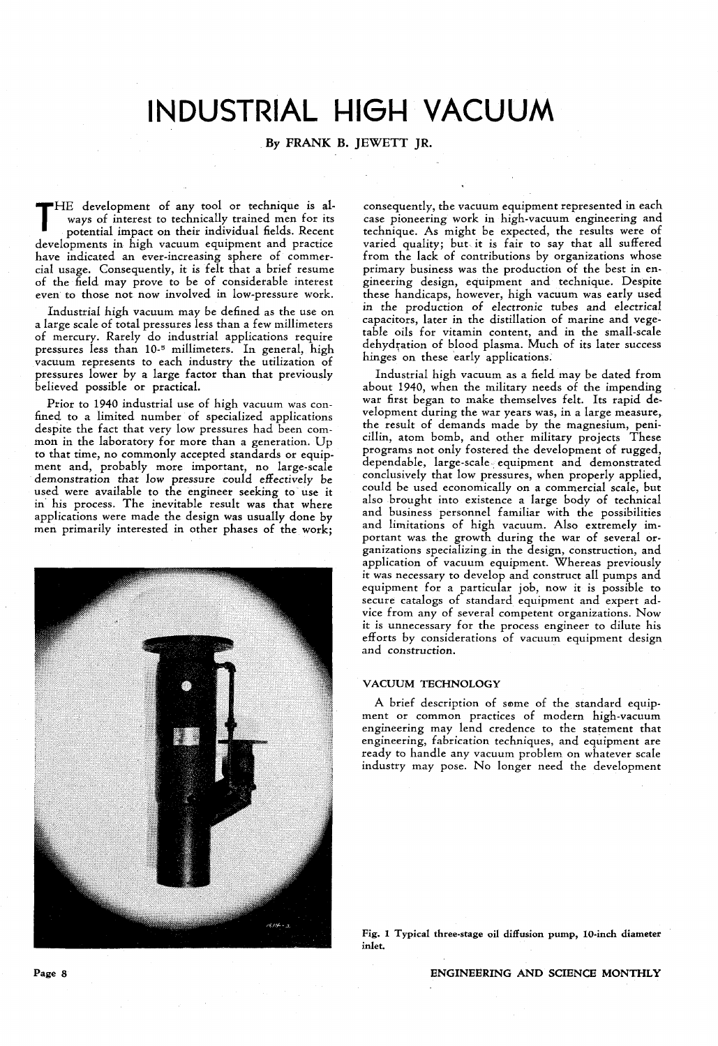# INDUSTRIAL HIGH VACUUM

By FRANK B. JEWETT JR.

THE development of any tool or technique is always of interest to technically trained men for its potential impact on their individual fields. Recent developments in high vacuum equipment and practice have indicated an ever-increasing sphere of commercial usage. Consequently, it is felt that a brief resume of the field may prove to be of considerable interest even to those not now involved in low-pressure work.

Industrial high vacuum may be defined as the use on a large scale of total pressures less than a few millimeters of mercury. Rarely do industrial applications require pressures less than $10^{-5}$ millimeters. In general, high vacuum represents to each industry the utilization of pressures lower by a large factor than that previously believed possible or practical.

Prior to 1940 industrial use of high vacuum was confined to a limited number of specialized applications despite the fact that very low pressures had been common in the laboratory for more than a generation. Up to that time, no commonly accepted standards or equipment and, probably more important, no large-scale demonstration that low pressure could effectively be used were available to the engineer seeking to use it in his process. The inevitable result was that where applications were made the design was usually done by men primarily interested in other phases of the work; consequently, the vacuum equipment represented in each case pioneering work in high-vacuum engineering and technique. As might be expected, the results were of varied quality; but it is fair to say that all suffered from the lack of contributions by organizations whose primary business was the production of the best in engineering design, equipment and technique. Despite these handicaps, however, high vacuum was early used in the production of electronic tubes and electrical capacitors, later in the distillation of marine and vegetable oils for vitamin content, and in the small-scale dehydration of blood plasma. Much of its later success hinges on these early applications.

Industrial high vacuum as a field may be dated from about 1940, when the military needs of the impending war first began to make themselves felt. Its rapid development during the war years was, in a large measure, the result of demands made by the magnesium, penicillin, atom bomb, and other military projects These programs not only fostered the development of rugged, dependable, large-scale equipment and demonstrated conclusively that low pressures, when properly applied, could be used economically on a commercial scale, but also brought into existence a large body of technical and business personnel familiar with the possibilities and limitations of high vacuum. Also extremely important was the growth during the war of several organizations specializing in the design, construction, and application of vacuum equipment. Whereas previously it was necessary to develop and construct all pumps and equipment for a particular job, now it is possible to secure catalogs of standard equipment and expert advice from any of several competent organizations. Now it is unnecessary for the process engineer to dilute his efforts by considerations of vacuum equipment design and construction.

Fig. 1 Typical three-stage oil diffusion pump, 10-inch diameter inlet.

## VACUUM TECHNOLOGY

A brief description of some of the standard equipment or common practices of modern high-vacuum engineering may lend credence to the statement that engineering, fabrication techniques, and equipment are ready to handle any vacuum problem on whatever scale industry may pose. No longer need the development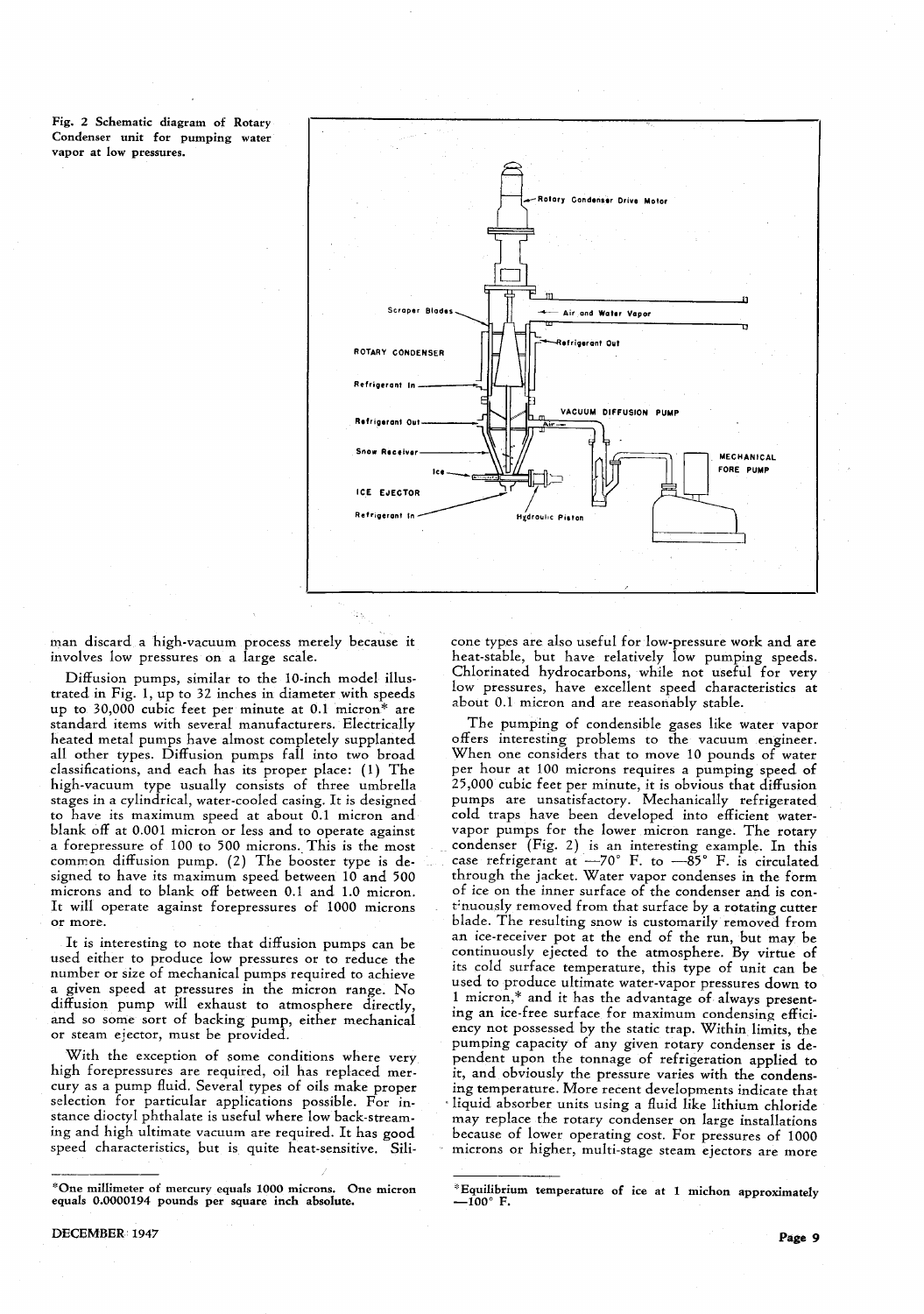Fig. 2 Schematic diagram of Rotary Condenser unit for pumping water vapor at low pressures.

man discard a high-vacuum process merely because it involves low pressures on a large scale.

Diffusion pumps, similar to the 10-inch model illustrated in Fig. 1, up to 32 inches in diameter with speeds up to 30,000 cubic feet per minute at 0.1 micron* are standard items with several manufacturers. Electrically heated metal pumps have almost completely supplanted all other types. Diffusion pumps fall into two broad classifications, and each has its proper place: (1) The high-vacuum type usually consists of three umbrella stages in a cylindrical, water-cooled casing. It is designed to have its maximum speed at about 0.1 micron and blank off at 0.001 micron or less and to operate against a forepressure of 100 to 500 microns. This is the most common diffusion pump. (2) The booster type is designed to have its maximum speed between 10 and 500 microns and to blank off between 0.1 and 1.0 micron. It will operate against forepressures of 1000 microns or more.

It is interesting to note that diffusion pumps can be used either to produce low pressures or to reduce the number or size of mechanical pumps required to achieve a given speed at pressures in the micron range. No diffusion pump will exhaust to atmosphere directly, and so some sort of backing pump, either mechanical or steam ejector, must be provided.

With the exception of some conditions where very high forepressures are required, oil has replaced mercury as a pump fluid. Several types of oils make proper selection for particular applications possible. For instance dioctyl phthalate is useful where low back-streaming and high ultimate vacuum are required. It has good speed characteristics, but is quite heat-sensitive. Silicone types are also useful for low-pressure work and are heat-stable, but have relatively low pumping speeds. Chlorinated hydrocarbons, while not useful for very low pressures, have excellent speed characteristics at about 0.1 micron and are reasonably stable.

The pumping of condensible gases like water vapor offers interesting problems to the vacuum engineer. When one considers that to move 10 pounds of water per hour at 100 microns requires a pumping speed of 25,000 cubic feet per minute, it is obvious that diffusion pumps are unsatisfactory. Mechanically refrigerated cold traps have been developed into efficient water-vapor pumps for the lower micron range. The rotary condenser (Fig. 2) is an interesting example. In this case refrigerant at —70° F. to —85° F. is circulated through the jacket. Water vapor condenses in the form of ice on the inner surface of the condenser and is continuously removed from that surface by a rotating cutter blade. The resulting snow is customarily removed from an ice-receiver pot at the end of the run, but may be continuously ejected to the atmosphere. By virtue of its cold surface temperature, this type of unit can be used to produce ultimate water-vapor pressures down to 1 micron,* and it has the advantage of always presenting an ice-free surface for maximum condensing efficiency not possessed by the static trap. Within limits, the pumping capacity of any given rotary condenser is dependent upon the tonnage of refrigeration applied to it, and obviously the pressure varies with the condensing temperature. More recent developments indicate that liquid absorber units using a fluid like lithium chloride may replace the rotary condenser on large installations because of lower operating cost. For pressures of 1000 microns or higher, multi-stage steam ejectors are more

*One millimeter of mercury equals 1000 microns. One micron equals 0.0000194 pounds per square inch absolute.

*Equilibrium temperature of ice at 1 michon approximately —100° F.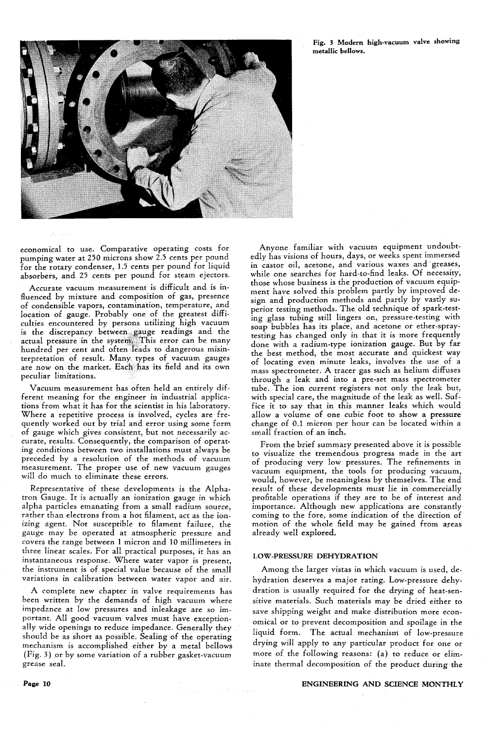Fig. 3 Modern high-vacuum valve showing metallic bellows.

economical to use. Comparative operating costs for pumping water at 250 microns show 2.5 cents per pound for the rotary condenser, 1.5 cents per pound for liquid absorbers, and 25 cents per pound for steam ejectors.

Accurate vacuum measurement is difficult and is influenced by mixture and composition of gas, presence of condensible vapors, contamination, temperature, and location of gauge. Probably one of the greatest difficulties encountered by persons utilizing high vacuum is the discrepancy between gauge readings and the actual pressure in the system. This error can be many hundred per cent and often leads to dangerous misinterpretation of result. Many types of vacuum gauges are now on the market. Each has its field and its own peculiar limitations.

Vacuum measurement has often held an entirely different meaning for the engineer in industrial applications from what it has for the scientist in his laboratory. Where a repetitive process is involved, cycles are frequently worked out by trial and error using some form of gauge which gives consistent, but not necessarily accurate, results. Consequently, the comparison of operating conditions between two installations must always be preceded by a resolution of the methods of vacuum measurement. The proper use of new vacuum gauges will do much to eliminate these errors.

Representative of these developments is the Alphatron Gauge. It is actually an ionization gauge in which alpha particles emanating from a small radium source, rather than electrons from a hot filament, act as the ionizing agent. Not susceptible to filament failure, the gauge may be operated at atmospheric pressure and covers the range between 1 micron and 10 millimeters in three linear scales. For all practical purposes, it has an instantaneous response. Where water vapor is present, the instrument is of special value because of the small variations in calibration between water vapor and air.

A complete new chapter in valve requirements has been written by the demands of high vacuum where impedance at low pressures and inleakage are so important. All good vacuum valves must have exceptionally wide openings to reduce impedance. Generally they should be as short as possible. Sealing of the operating mechanism is accomplished either by a metal bellows (Fig. 3) or by some variation of a rubber gasket-vacuum grease seal.

Anyone familiar with vacuum equipment undoubtedly has visions of hours, days, or weeks spent immersed in castor oil, acetone, and various waxes and greases, while one searches for hard-to-find leaks. Of necessity, those whose business is the production of vacuum equipment have solved this problem partly by improved design and production methods and partly by vastly superior testing methods. The old technique of spark-testing glass tubing still lingers on, pressure-testing with soap bubbles has its place, and acetone or ether-spray-testing has changed only in that it is more frequently done with a radium-type ionization gauge. But by far the best method, the most accurate and quickest way of locating even minute leaks, involves the use of a mass spectrometer. A tracer gas such as helium diffuses through a leak and into a pre-set mass spectrometer tube. The ion current registers not only the leak but, with special care, the magnitude of the leak as well. Suffice it to say that in this manner leaks which would allow a volume of one cubic foot to show a pressure change of 0.1 micron per hour can be located within a small fraction of an inch.

From the brief summary presented above it is possible to visualize the tremendous progress made in the art of producing very low pressures. The refinements in vacuum equipment, the tools for producing vacuum, would, however, be meaningless by themselves. The end result of these developments must lie in commercially profitable operations if they are to be of interest and importance. Although new applications are constantly coming to the fore, some indication of the direction of motion of the whole field may be gained from areas already well explored.

## LOW-PRESSURE DEHYDRATION

Among the larger vistas in which vacuum is used, dehydration deserves a major rating. Low-pressure dehydration is usually required for the drying of heat-sensitive materials. Such materials may be dried either to save shipping weight and make distribution more economical or to prevent decomposition and spoilage in the liquid form. The actual mechanism of low-pressure drying will apply to any particular product for one or more of the following reasons: (a) to reduce or eliminate thermal decomposition of the product during the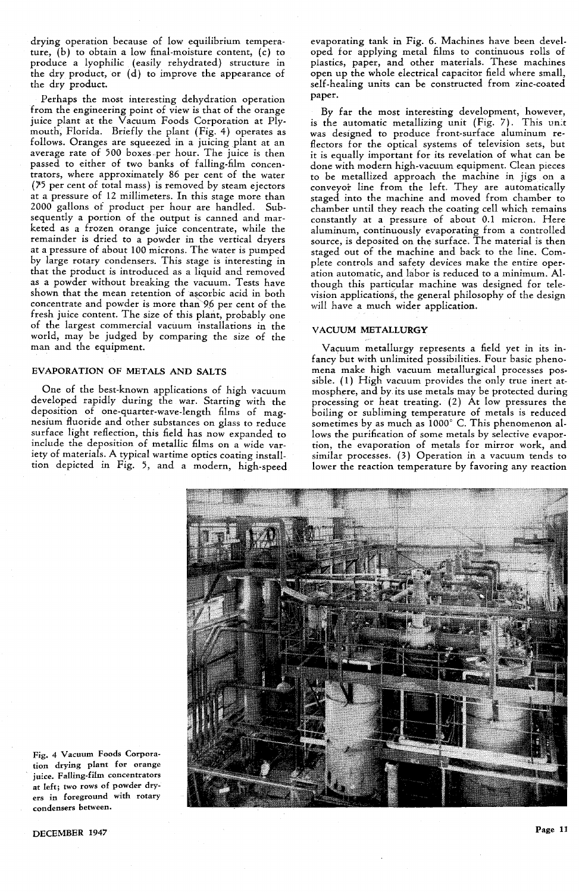drying operation because of low equilibrium temperature, (b) to obtain a low final-moisture content, (c) to produce a lyophilic (easily rehydrated) structure in the dry product, or (d) to improve the appearance of the dry product.

Perhaps the most interesting dehydration operation from the engineering point of view is that of the orange juice plant at the Vacuum Foods Corporation at Plymouth, Florida. Briefly the plant (Fig. 4) operates as follows. Oranges are squeezed in a juicing plant at an average rate of 500 boxes per hour. The juice is then passed to either of two banks of falling-film concentrators, where approximately 86 per cent of the water (75 per cent of total mass) is removed by steam ejectors at a pressure of 12 millimeters. In this stage more than 2000 gallons of product per hour are handled. Subsequently a portion of the output is canned and marketed as a frozen orange juice concentrate, while the remainder is dried to a powder in the vertical dryers at a pressure of about 100 microns. The water is pumped by large rotary condensers. This stage is interesting in that the product is introduced as a liquid and removed as a powder without breaking the vacuum. Tests have shown that the mean retention of ascorbic acid in both concentrate and powder is more than 96 per cent of the fresh juice content. The size of this plant, probably one of the largest commercial vacuum installations in the world, may be judged by comparing the size of the man and the equipment.

## EVAPORATION OF METALS AND SALTS

One of the best-known applications of high vacuum developed rapidly during the war. Starting with the deposition of one-quarter-wave-length films of magnesium fluoride and other substances on glass to reduce surface light reflection, this field has now expanded to include the deposition of metallic films on a wide variety of materials. A typical wartime optics coating installation depicted in Fig. 5, and a modern, high-speed evaporating tank in Fig. 6. Machines have been developed for applying metal films to continuous rolls of plastics, paper, and other materials. These machines open up the whole electrical capacitor field where small, self-healing units can be constructed from zinc-coated paper.

By far the most interesting development, however, is the automatic metallizing unit (Fig. 7). This unit was designed to produce front-surface aluminum reflectors for the optical systems of television sets, but it is equally important for its revelation of what can be done with modern high-vacuum equipment. Clean pieces to be metallized approach the machine in jigs on a conveyor line from the left. They are automatically staged into the machine and moved from chamber to chamber until they reach the coating cell which remains constantly at a pressure of about 0.1 micron. Here aluminum, continuously evaporating from a controlled source, is deposited on the surface. The material is then staged out of the machine and back to the line. Complete controls and safety devices make the entire operation automatic, and labor is reduced to a minimum. Although this particular machine was designed for television applications, the general philosophy of the design will have a much wider application.

## VACUUM METALLURGY

Vacuum metallurgy represents a field yet in its infancy but with unlimited possibilities. Four basic phenomena make high vacuum metallurgical processes possible. (1) High vacuum provides the only true inert atmosphere, and by its use metals may be protected during processing or heat treating. (2) At low pressures the boiling or subliming temperature of metals is reduced sometimes by as much as 1000° C. This phenomenon allows the purification of some metals by selective evaporation, the evaporation of metals for mirror work, and similar processes. (3) Operation in a vacuum tends to lower the reaction temperature by favoring any reaction

Fig. 4 Vacuum Foods Corporation drying plant for orange juice. Falling-film concentrators at left; two rows of powder dryers in foreground with rotary condensers between.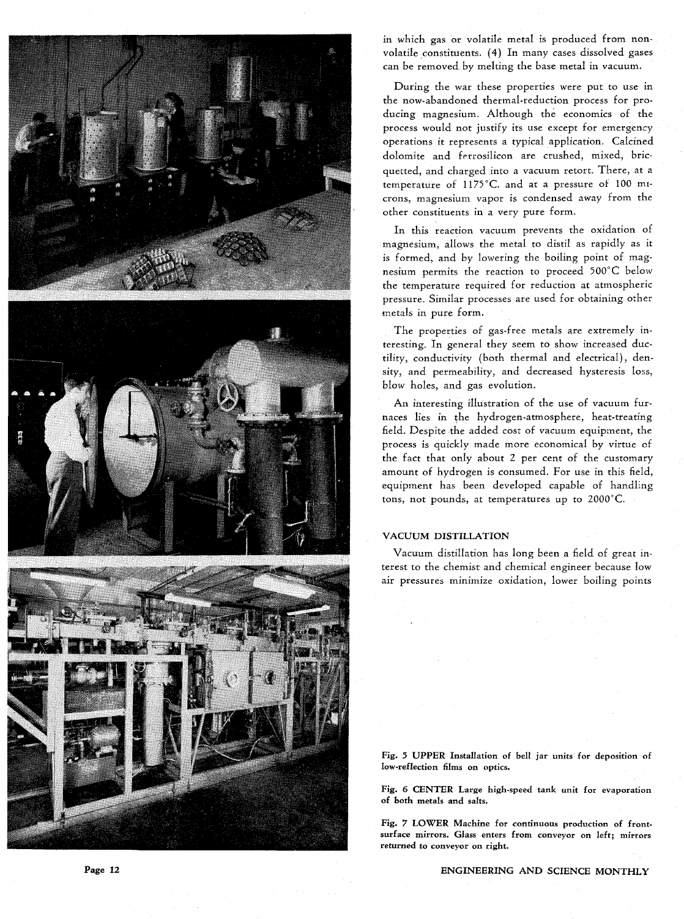in which gas or volatile metal is produced from non-volatile constituents. (4) In many cases dissolved gases can be removed by melting the base metal in vacuum.

During the war these properties were put to use in the now-abandoned thermal-reduction process for producing magnesium. Although the economics of the process would not justify its use except for emergency operations it represents a typical application. Calcined dolomite and ferrosilicon are crushed, mixed, bricquetted, and charged into a vacuum retort. There, at a temperature of 1175°C. and at a pressure of 100 microns, magnesium vapor is condensed away from the other constituents in a very pure form.

In this reaction vacuum prevents the oxidation of magnesium, allows the metal to distil as rapidly as it is formed, and by lowering the boiling point of magnesium permits the reaction to proceed 500°C below the temperature required for reduction at atmospheric pressure. Similar processes are used for obtaining other metals in pure form.

The properties of gas-free metals are extremely interesting. In general they seem to show increased ductility, conductivity (both thermal and electrical), density, and permeability, and decreased hysteresis loss, blow holes, and gas evolution.

An interesting illustration of the use of vacuum furnaces lies in the hydrogen-atmosphere, heat-treating field. Despite the added cost of vacuum equipment, the process is quickly made more economical by virtue of the fact that only about 2 per cent of the customary amount of hydrogen is consumed. For use in this field, equipment has been developed capable of handling tons, not pounds, at temperatures up to 2000°C.

## VACUUM DISTILLATION

Vacuum distillation has long been a field of great interest to the chemist and chemical engineer because low air pressures minimize oxidation, lower boiling points

**Fig. 5 UPPER Installation of bell jar units for deposition of low-reflection films on optics.**

**Fig. 6 CENTER Large high-speed tank unit for evaporation of both metals and salts.**

**Fig. 7 LOWER Machine for continuous production of front-surface mirrors. Glass enters from conveyor on left; mirrors returned to conveyor on right.**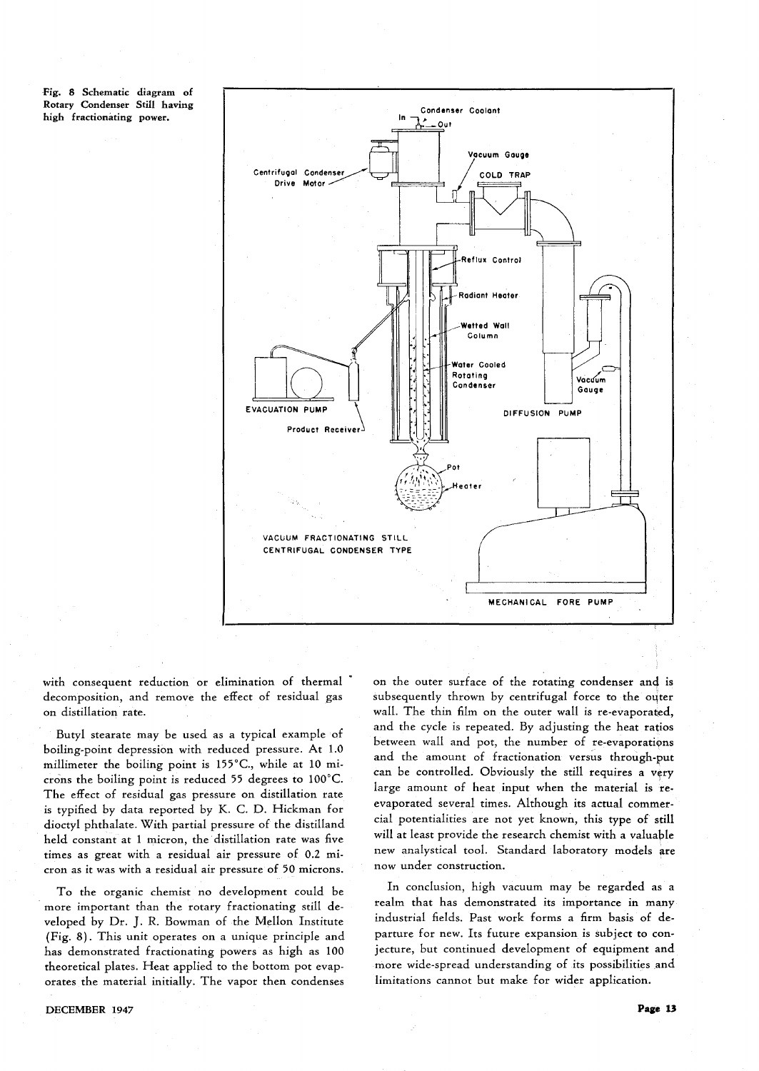Fig. 8 Schematic diagram of Rotary Condenser Still having high fractionating power.

Condenser Coolant
In
Out
Vacuum Gauge
Centrifugal Condenser Drive Motor
COLD TRAP
Reflux Control
Radiant Heater
Wetted Wall Column
Water Cooled Rotating Condenser
Vacuum Gauge
EVACUATION PUMP
DIFFUSION PUMP
Product Receiver
Pot
Heater
VACUUM FRACTIONATING STILL CENTRIFUGAL CONDENSER TYPE
MECHANICAL FORE PUMP

with consequent reduction or elimination of thermal decomposition, and remove the effect of residual gas on distillation rate.

Butyl stearate may be used as a typical example of boiling-point depression with reduced pressure. At 1.0 millimeter the boiling point is 155°C., while at 10 microns the boiling point is reduced 55 degrees to 100°C. The effect of residual gas pressure on distillation rate is typified by data reported by K. C. D. Hickman for dioctyl phthalate. With partial pressure of the distilland held constant at 1 micron, the distillation rate was five times as great with a residual air pressure of 0.2 micron as it was with a residual air pressure of 50 microns.

To the organic chemist no development could be more important than the rotary fractionating still developed by Dr. J. R. Bowman of the Mellon Institute (Fig. 8). This unit operates on a unique principle and has demonstrated fractionating powers as high as 100 theoretical plates. Heat applied to the bottom pot evaporates the material initially. The vapor then condenses on the outer surface of the rotating condenser and is subsequently thrown by centrifugal force to the outer wall. The thin film on the outer wall is re-evaporated, and the cycle is repeated. By adjusting the heat ratios between wall and pot, the number of re-evaporations and the amount of fractionation versus through-put can be controlled. Obviously the still requires a very large amount of heat input when the material is re-evaporated several times. Although its actual commercial potentialities are not yet known, this type of still will at least provide the research chemist with a valuable new analytical tool. Standard laboratory models are now under construction.

In conclusion, high vacuum may be regarded as a realm that has demonstrated its importance in many industrial fields. Past work forms a firm basis of departure for new. Its future expansion is subject to conjecture, but continued development of equipment and more wide-spread understanding of its possibilities and limitations cannot but make for wider application.